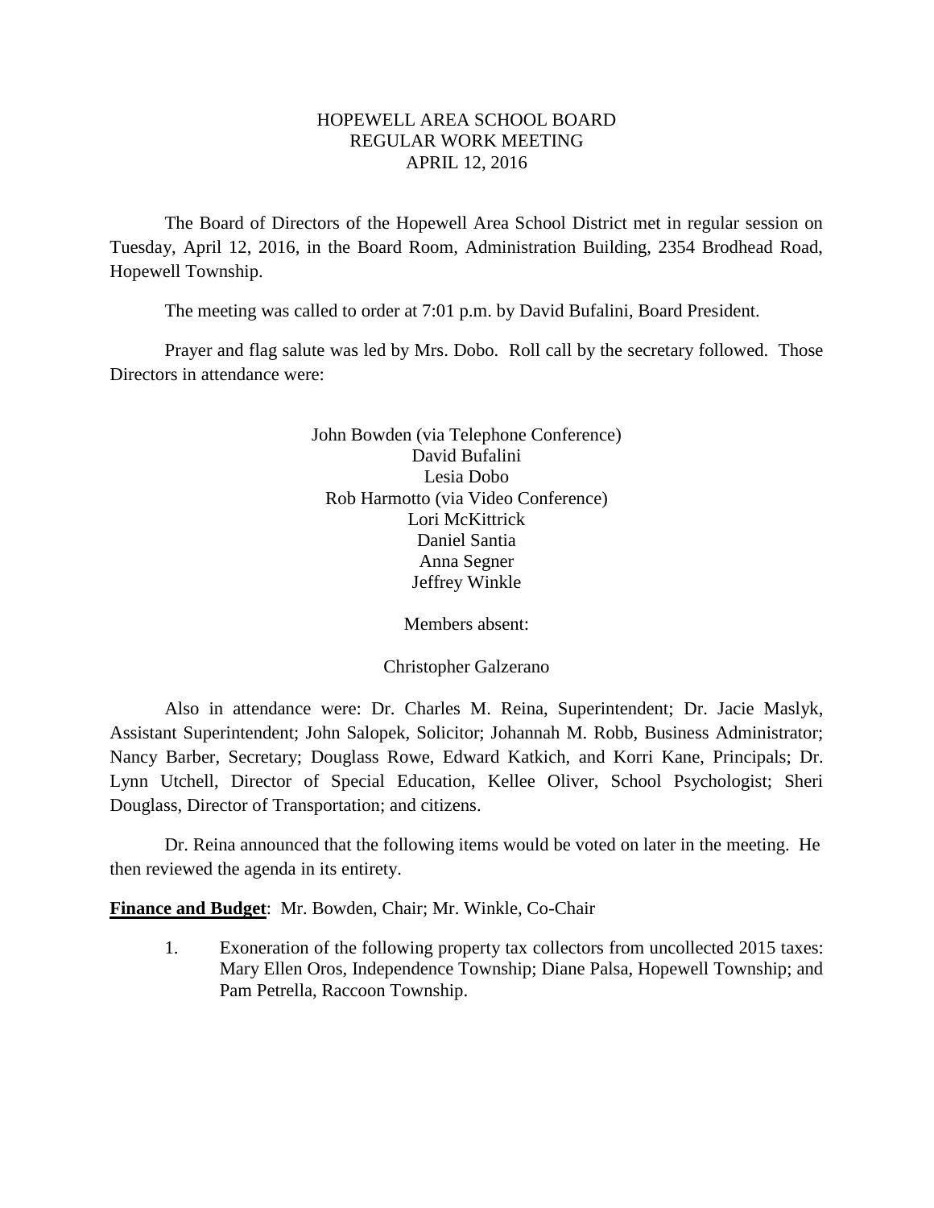# HOPEWELL AREA SCHOOL BOARD
## REGULAR WORK MEETING
## APRIL 12, 2016

The Board of Directors of the Hopewell Area School District met in regular session on Tuesday, April 12, 2016, in the Board Room, Administration Building, 2354 Brodhead Road, Hopewell Township.

The meeting was called to order at 7:01 p.m. by David Bufalini, Board President.

Prayer and flag salute was led by Mrs. Dobo. Roll call by the secretary followed. Those Directors in attendance were:

John Bowden (via Telephone Conference)  
David Bufalini  
Lesia Dobo  
Rob Harmotto (via Video Conference)  
Lori McKittrick  
Daniel Santia  
Anna Segner  
Jeffrey Winkle

Members absent:

Christopher Galzerano

Also in attendance were: Dr. Charles M. Reina, Superintendent; Dr. Jacie Maslyk, Assistant Superintendent; John Salopek, Solicitor; Johannah M. Robb, Business Administrator; Nancy Barber, Secretary; Douglass Rowe, Edward Katkich, and Korri Kane, Principals; Dr. Lynn Utchell, Director of Special Education, Kellee Oliver, School Psychologist; Sheri Douglass, Director of Transportation; and citizens.

Dr. Reina announced that the following items would be voted on later in the meeting. He then reviewed the agenda in its entirety.

**Finance and Budget**: Mr. Bowden, Chair; Mr. Winkle, Co-Chair

1. Exoneration of the following property tax collectors from uncollected 2015 taxes: Mary Ellen Oros, Independence Township; Diane Palsa, Hopewell Township; and Pam Petrella, Raccoon Township.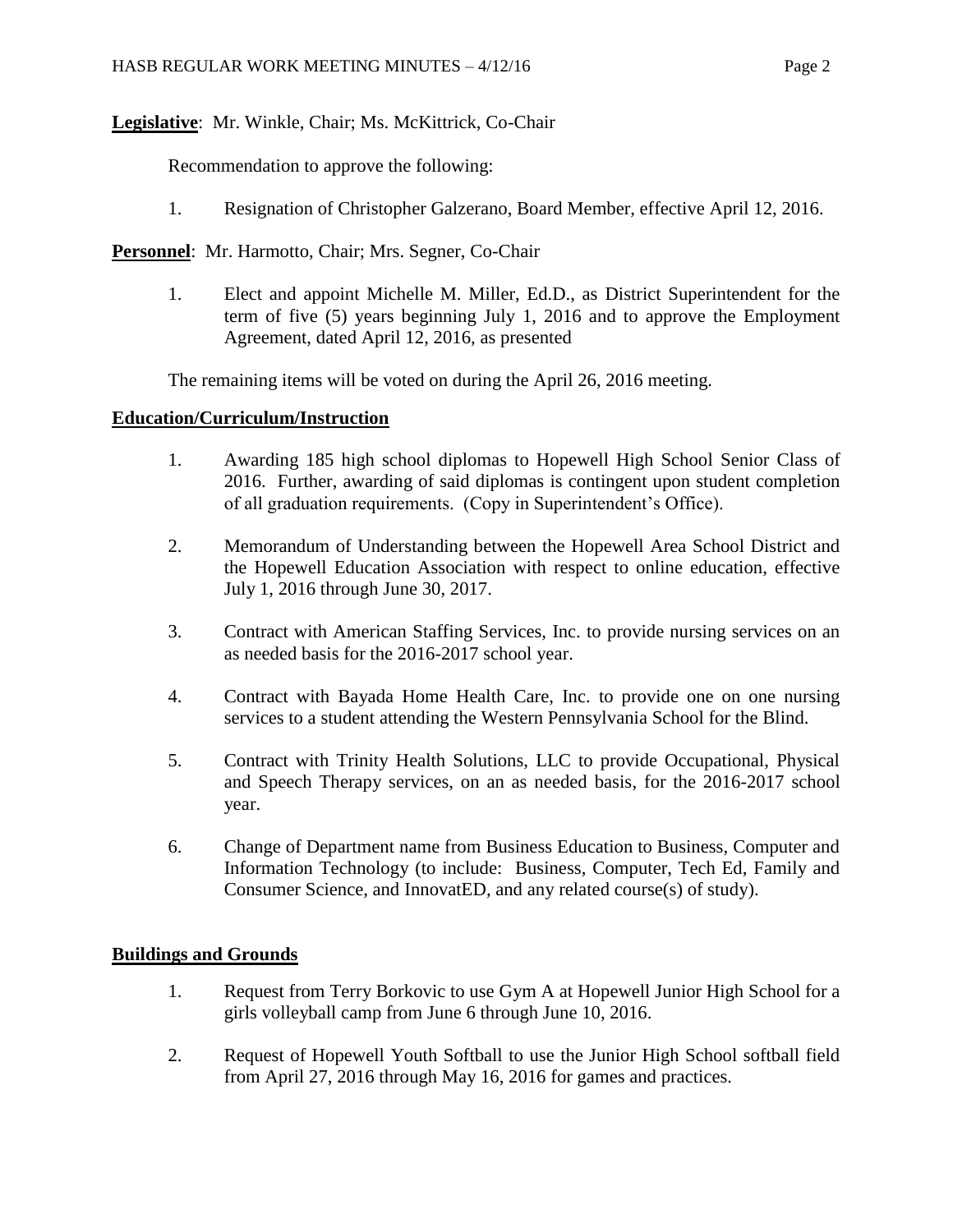**Legislative**: Mr. Winkle, Chair; Ms. McKittrick, Co-Chair

Recommendation to approve the following:

1. Resignation of Christopher Galzerano, Board Member, effective April 12, 2016.

**Personnel**: Mr. Harmotto, Chair; Mrs. Segner, Co-Chair

1. Elect and appoint Michelle M. Miller, Ed.D., as District Superintendent for the term of five (5) years beginning July 1, 2016 and to approve the Employment Agreement, dated April 12, 2016, as presented

The remaining items will be voted on during the April 26, 2016 meeting.

**Education/Curriculum/Instruction**

1. Awarding 185 high school diplomas to Hopewell High School Senior Class of 2016. Further, awarding of said diplomas is contingent upon student completion of all graduation requirements. (Copy in Superintendent's Office).
2. Memorandum of Understanding between the Hopewell Area School District and the Hopewell Education Association with respect to online education, effective July 1, 2016 through June 30, 2017.
3. Contract with American Staffing Services, Inc. to provide nursing services on an as needed basis for the 2016-2017 school year.
4. Contract with Bayada Home Health Care, Inc. to provide one on one nursing services to a student attending the Western Pennsylvania School for the Blind.
5. Contract with Trinity Health Solutions, LLC to provide Occupational, Physical and Speech Therapy services, on an as needed basis, for the 2016-2017 school year.
6. Change of Department name from Business Education to Business, Computer and Information Technology (to include: Business, Computer, Tech Ed, Family and Consumer Science, and InnovatED, and any related course(s) of study).

**Buildings and Grounds**

1. Request from Terry Borkovic to use Gym A at Hopewell Junior High School for a girls volleyball camp from June 6 through June 10, 2016.
2. Request of Hopewell Youth Softball to use the Junior High School softball field from April 27, 2016 through May 16, 2016 for games and practices.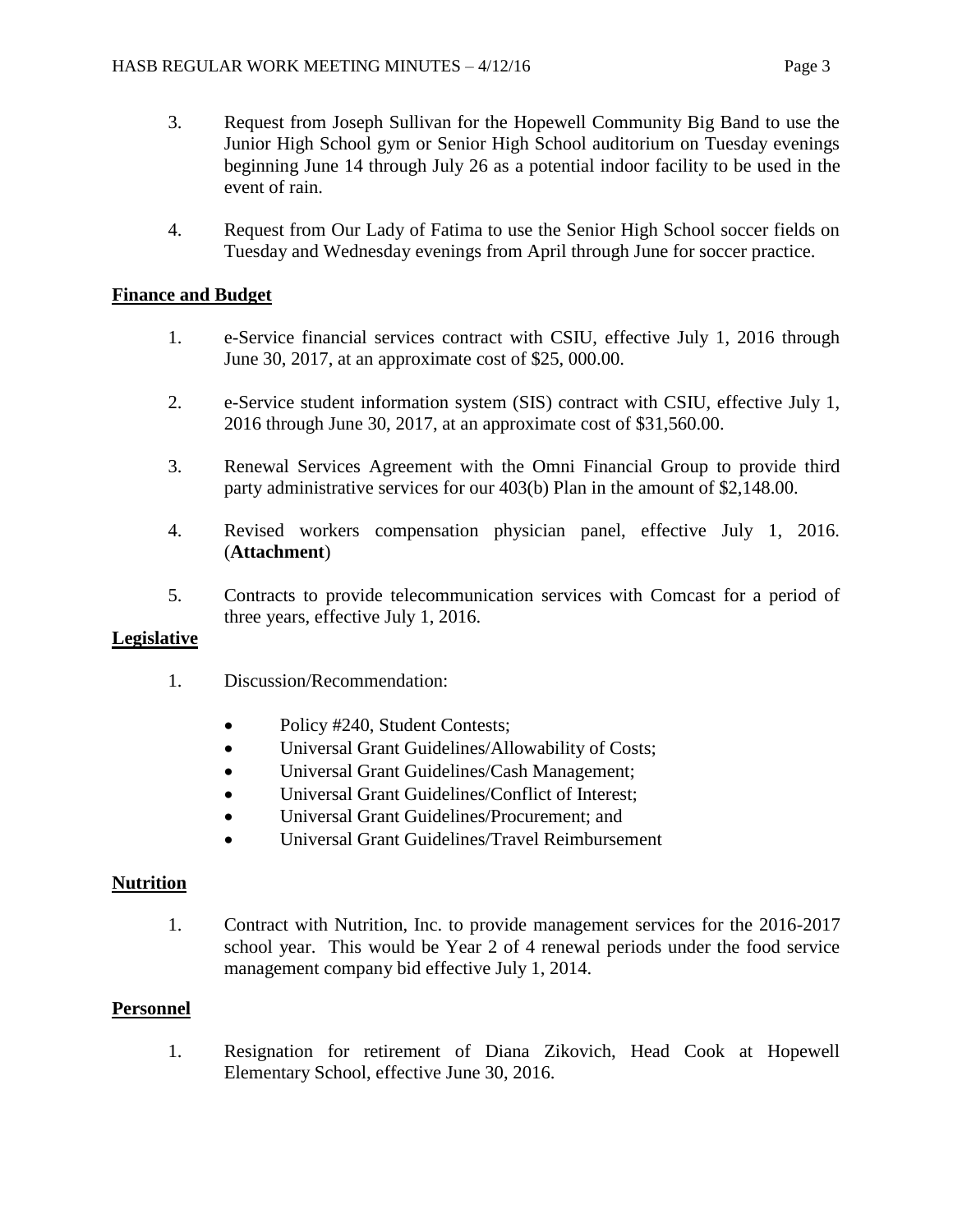3. Request from Joseph Sullivan for the Hopewell Community Big Band to use the Junior High School gym or Senior High School auditorium on Tuesday evenings beginning June 14 through July 26 as a potential indoor facility to be used in the event of rain.

4. Request from Our Lady of Fatima to use the Senior High School soccer fields on Tuesday and Wednesday evenings from April through June for soccer practice.

**Finance and Budget**

1. e-Service financial services contract with CSIU, effective July 1, 2016 through June 30, 2017, at an approximate cost of $25, 000.00.

2. e-Service student information system (SIS) contract with CSIU, effective July 1, 2016 through June 30, 2017, at an approximate cost of $31,560.00.

3. Renewal Services Agreement with the Omni Financial Group to provide third party administrative services for our 403(b) Plan in the amount of $2,148.00.

4. Revised workers compensation physician panel, effective July 1, 2016. (**Attachment**)

5. Contracts to provide telecommunication services with Comcast for a period of three years, effective July 1, 2016.

**Legislative**

1. Discussion/Recommendation:

    - Policy #240, Student Contests;
    - Universal Grant Guidelines/Allowability of Costs;
    - Universal Grant Guidelines/Cash Management;
    - Universal Grant Guidelines/Conflict of Interest;
    - Universal Grant Guidelines/Procurement; and
    - Universal Grant Guidelines/Travel Reimbursement

**Nutrition**

1. Contract with Nutrition, Inc. to provide management services for the 2016-2017 school year. This would be Year 2 of 4 renewal periods under the food service management company bid effective July 1, 2014.

**Personnel**

1. Resignation for retirement of Diana Zikovich, Head Cook at Hopewell Elementary School, effective June 30, 2016.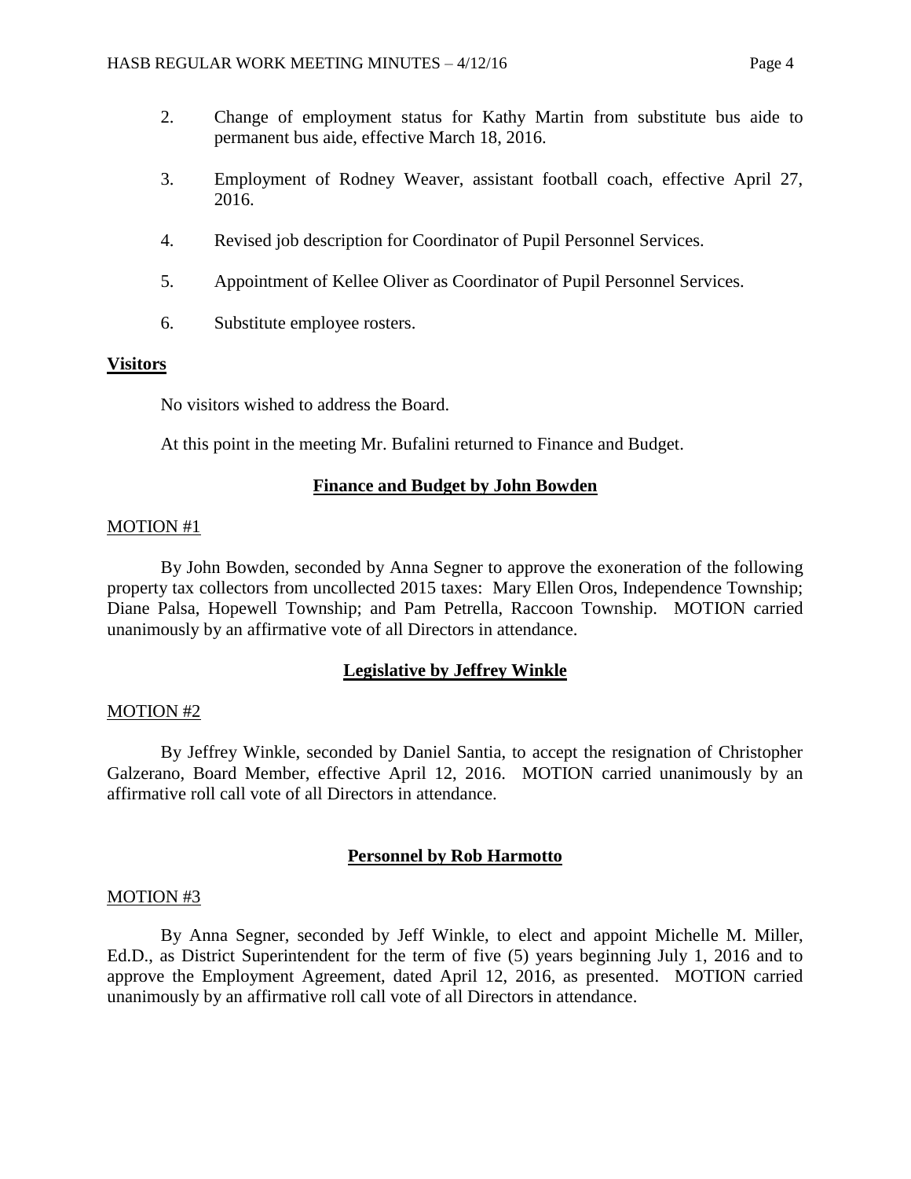2. Change of employment status for Kathy Martin from substitute bus aide to permanent bus aide, effective March 18, 2016.

3. Employment of Rodney Weaver, assistant football coach, effective April 27, 2016.

4. Revised job description for Coordinator of Pupil Personnel Services.

5. Appointment of Kellee Oliver as Coordinator of Pupil Personnel Services.

6. Substitute employee rosters.

**Visitors**

No visitors wished to address the Board.

At this point in the meeting Mr. Bufalini returned to Finance and Budget.

## Finance and Budget by John Bowden

MOTION #1

By John Bowden, seconded by Anna Segner to approve the exoneration of the following property tax collectors from uncollected 2015 taxes: Mary Ellen Oros, Independence Township; Diane Palsa, Hopewell Township; and Pam Petrella, Raccoon Township. MOTION carried unanimously by an affirmative vote of all Directors in attendance.

## Legislative by Jeffrey Winkle

MOTION #2

By Jeffrey Winkle, seconded by Daniel Santia, to accept the resignation of Christopher Galzerano, Board Member, effective April 12, 2016. MOTION carried unanimously by an affirmative roll call vote of all Directors in attendance.

## Personnel by Rob Harmotto

MOTION #3

By Anna Segner, seconded by Jeff Winkle, to elect and appoint Michelle M. Miller, Ed.D., as District Superintendent for the term of five (5) years beginning July 1, 2016 and to approve the Employment Agreement, dated April 12, 2016, as presented. MOTION carried unanimously by an affirmative roll call vote of all Directors in attendance.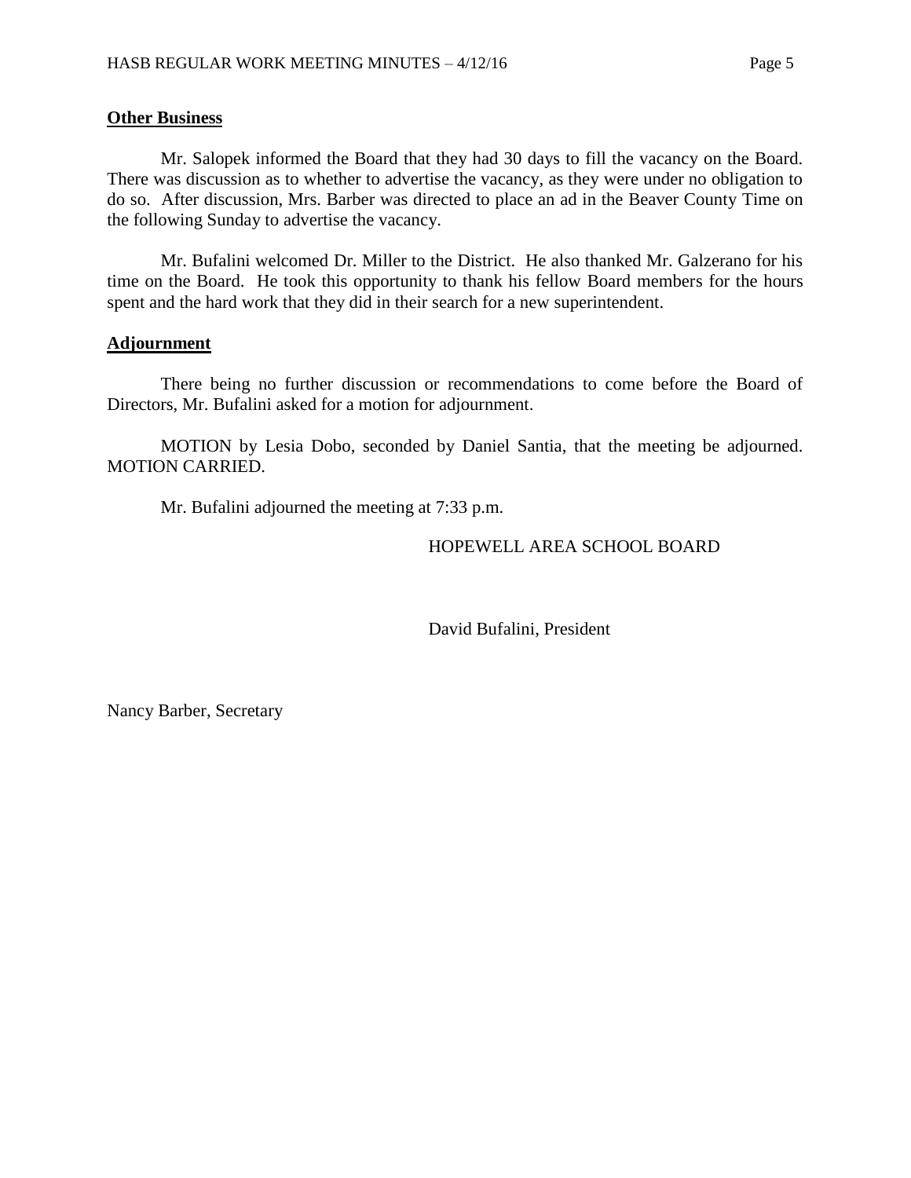**Other Business**

Mr. Salopek informed the Board that they had 30 days to fill the vacancy on the Board. There was discussion as to whether to advertise the vacancy, as they were under no obligation to do so. After discussion, Mrs. Barber was directed to place an ad in the Beaver County Time on the following Sunday to advertise the vacancy.

Mr. Bufalini welcomed Dr. Miller to the District. He also thanked Mr. Galzerano for his time on the Board. He took this opportunity to thank his fellow Board members for the hours spent and the hard work that they did in their search for a new superintendent.

**Adjournment**

There being no further discussion or recommendations to come before the Board of Directors, Mr. Bufalini asked for a motion for adjournment.

MOTION by Lesia Dobo, seconded by Daniel Santia, that the meeting be adjourned. MOTION CARRIED.

Mr. Bufalini adjourned the meeting at 7:33 p.m.

HOPEWELL AREA SCHOOL BOARD

David Bufalini, President

Nancy Barber, Secretary